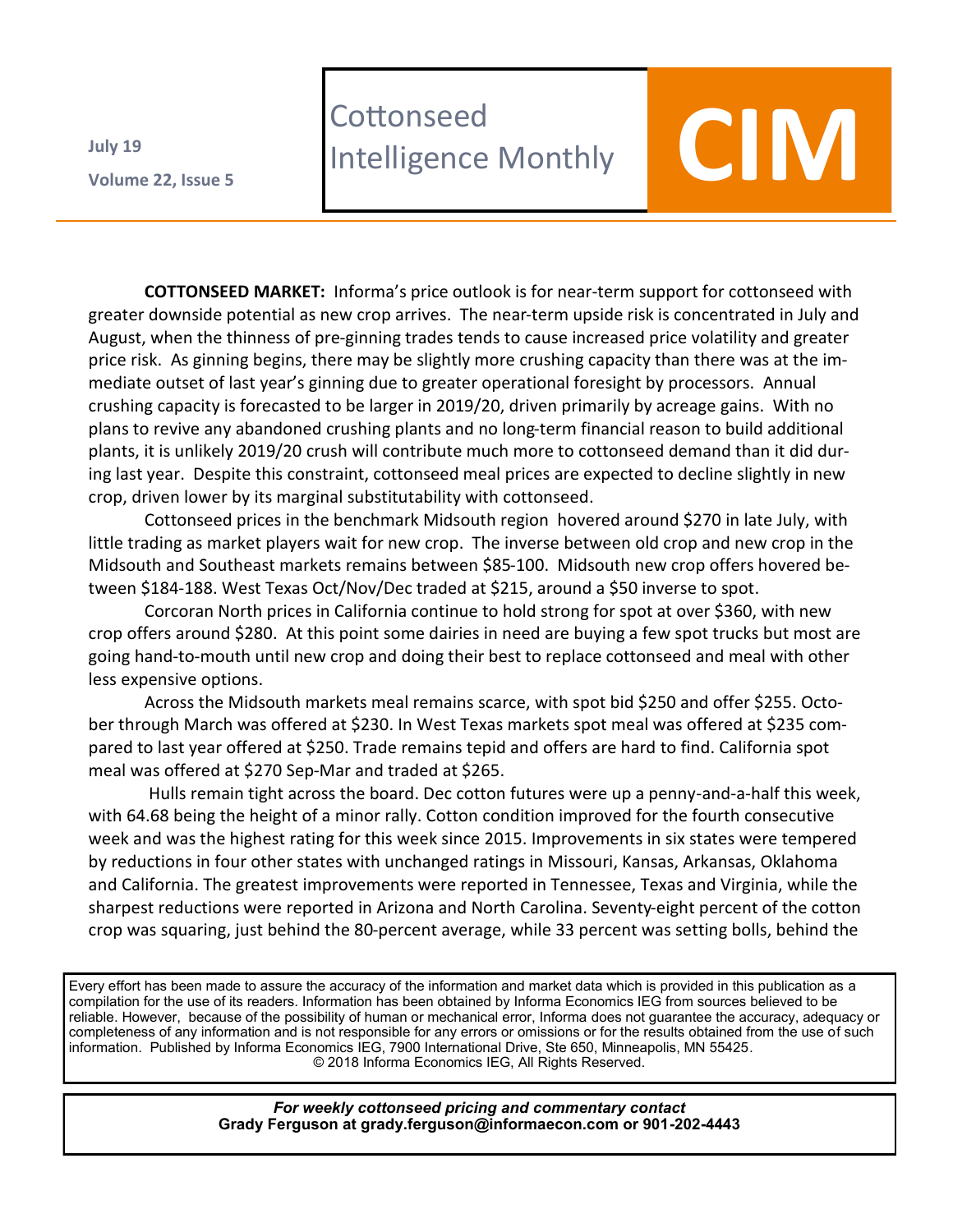July 19

Volume 22, Issue 5

# Cottonseed Intelligence Monthly

# CIM

**COTTONSEED MARKET:** Informa's price outlook is for near-term support for cottonseed with greater downside potential as new crop arrives. The near-term upside risk is concentrated in July and August, when the thinness of pre-ginning trades tends to cause increased price volatility and greater price risk. As ginning begins, there may be slightly more crushing capacity than there was at the immediate outset of last year's ginning due to greater operational foresight by processors. Annual crushing capacity is forecasted to be larger in 2019/20, driven primarily by acreage gains. With no plans to revive any abandoned crushing plants and no long-term financial reason to build additional plants, it is unlikely 2019/20 crush will contribute much more to cottonseed demand than it did during last year. Despite this constraint, cottonseed meal prices are expected to decline slightly in new crop, driven lower by its marginal substitutability with cottonseed.

Cottonseed prices in the benchmark Midsouth region hovered around $270 in late July, with little trading as market players wait for new crop. The inverse between old crop and new crop in the Midsouth and Southeast markets remains between $85-100. Midsouth new crop offers hovered between $184-188. West Texas Oct/Nov/Dec traded at $215, around a $50 inverse to spot.

Corcoran North prices in California continue to hold strong for spot at over $360, with new crop offers around $280. At this point some dairies in need are buying a few spot trucks but most are going hand-to-mouth until new crop and doing their best to replace cottonseed and meal with other less expensive options.

Across the Midsouth markets meal remains scarce, with spot bid $250 and offer $255. October through March was offered at $230. In West Texas markets spot meal was offered at $235 compared to last year offered at $250. Trade remains tepid and offers are hard to find. California spot meal was offered at $270 Sep-Mar and traded at $265.

Hulls remain tight across the board. Dec cotton futures were up a penny-and-a-half this week, with 64.68 being the height of a minor rally. Cotton condition improved for the fourth consecutive week and was the highest rating for this week since 2015. Improvements in six states were tempered by reductions in four other states with unchanged ratings in Missouri, Kansas, Arkansas, Oklahoma and California. The greatest improvements were reported in Tennessee, Texas and Virginia, while the sharpest reductions were reported in Arizona and North Carolina. Seventy-eight percent of the cotton crop was squaring, just behind the 80-percent average, while 33 percent was setting bolls, behind the

Every effort has been made to assure the accuracy of the information and market data which is provided in this publication as a compilation for the use of its readers. Information has been obtained by Informa Economics IEG from sources believed to be reliable. However, because of the possibility of human or mechanical error, Informa does not guarantee the accuracy, adequacy or completeness of any information and is not responsible for any errors or omissions or for the results obtained from the use of such information. Published by Informa Economics IEG, 7900 International Drive, Ste 650, Minneapolis, MN 55425.
© 2018 Informa Economics IEG, All Rights Reserved.

*For weekly cottonseed pricing and commentary contact*
**Grady Ferguson at grady.ferguson@informaecon.com or 901-202-4443**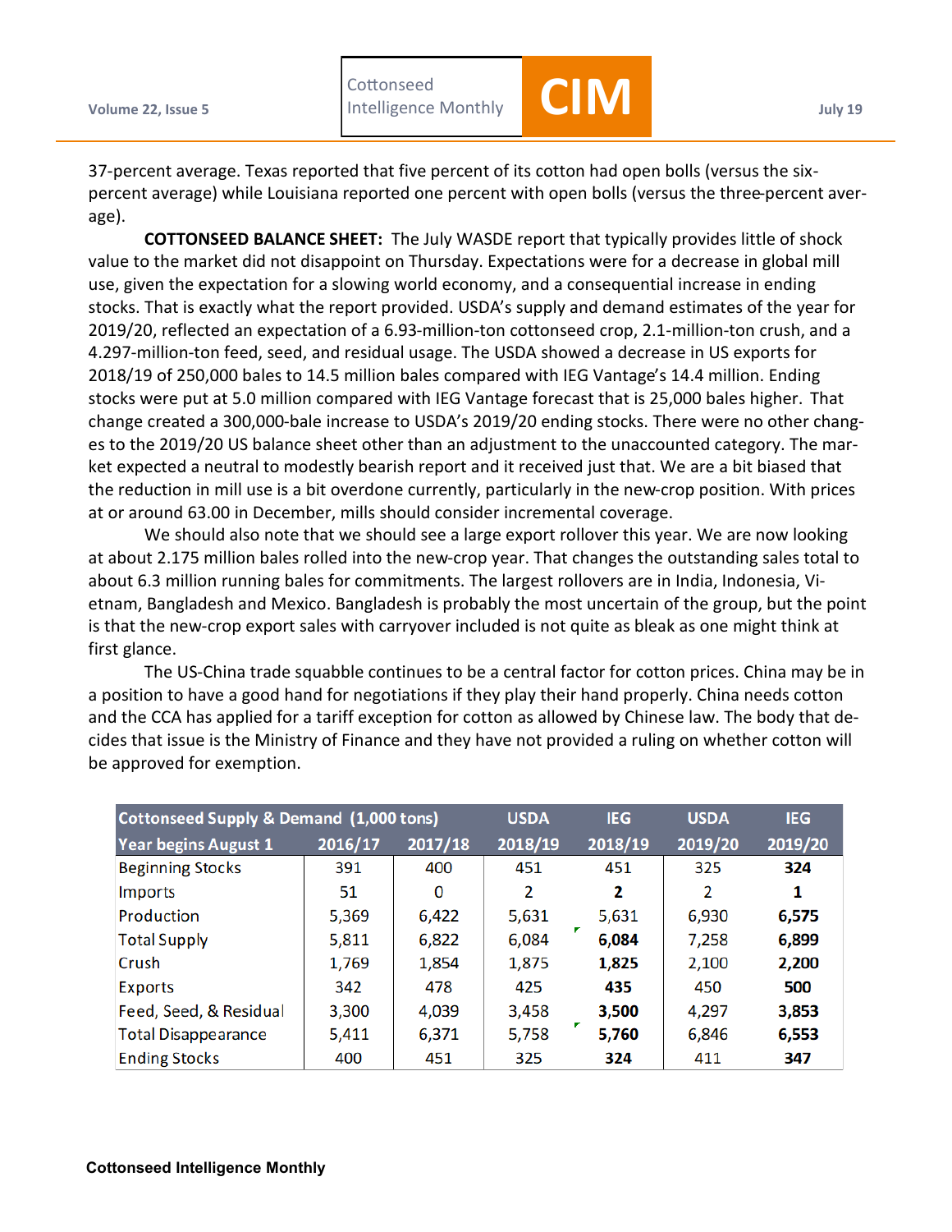37-percent average. Texas reported that five percent of its cotton had open bolls (versus the six-percent average) while Louisiana reported one percent with open bolls (versus the three-percent average).

**COTTONSEED BALANCE SHEET:** The July WASDE report that typically provides little of shock value to the market did not disappoint on Thursday. Expectations were for a decrease in global mill use, given the expectation for a slowing world economy, and a consequential increase in ending stocks. That is exactly what the report provided. USDA's supply and demand estimates of the year for 2019/20, reflected an expectation of a 6.93-million-ton cottonseed crop, 2.1-million-ton crush, and a 4.297-million-ton feed, seed, and residual usage. The USDA showed a decrease in US exports for 2018/19 of 250,000 bales to 14.5 million bales compared with IEG Vantage's 14.4 million. Ending stocks were put at 5.0 million compared with IEG Vantage forecast that is 25,000 bales higher. That change created a 300,000-bale increase to USDA's 2019/20 ending stocks. There were no other changes to the 2019/20 US balance sheet other than an adjustment to the unaccounted category. The market expected a neutral to modestly bearish report and it received just that. We are a bit biased that the reduction in mill use is a bit overdone currently, particularly in the new-crop position. With prices at or around 63.00 in December, mills should consider incremental coverage.

We should also note that we should see a large export rollover this year. We are now looking at about 2.175 million bales rolled into the new-crop year. That changes the outstanding sales total to about 6.3 million running bales for commitments. The largest rollovers are in India, Indonesia, Vietnam, Bangladesh and Mexico. Bangladesh is probably the most uncertain of the group, but the point is that the new-crop export sales with carryover included is not quite as bleak as one might think at first glance.

The US-China trade squabble continues to be a central factor for cotton prices. China may be in a position to have a good hand for negotiations if they play their hand properly. China needs cotton and the CCA has applied for a tariff exception for cotton as allowed by Chinese law. The body that decides that issue is the Ministry of Finance and they have not provided a ruling on whether cotton will be approved for exemption.

| Cottonseed Supply & Demand (1,000 tons) | | | USDA | IEG | USDA | IEG |
|---|---|---|---|---|---|---|
| Year begins August 1 | 2016/17 | 2017/18 | 2018/19 | 2018/19 | 2019/20 | 2019/20 |
| Beginning Stocks | 391 | 400 | 451 | 451 | 325 | **324** |
| Imports | 51 | 0 | 2 | **2** | 2 | **1** |
| Production | 5,369 | 6,422 | 5,631 | 5,631 | 6,930 | **6,575** |
| Total Supply | 5,811 | 6,822 | 6,084 | **6,084** | 7,258 | **6,899** |
| Crush | 1,769 | 1,854 | 1,875 | **1,825** | 2,100 | **2,200** |
| Exports | 342 | 478 | 425 | **435** | 450 | **500** |
| Feed, Seed, & Residual | 3,300 | 4,039 | 3,458 | **3,500** | 4,297 | **3,853** |
| Total Disappearance | 5,411 | 6,371 | 5,758 | **5,760** | 6,846 | **6,553** |
| Ending Stocks | 400 | 451 | 325 | **324** | 411 | **347** |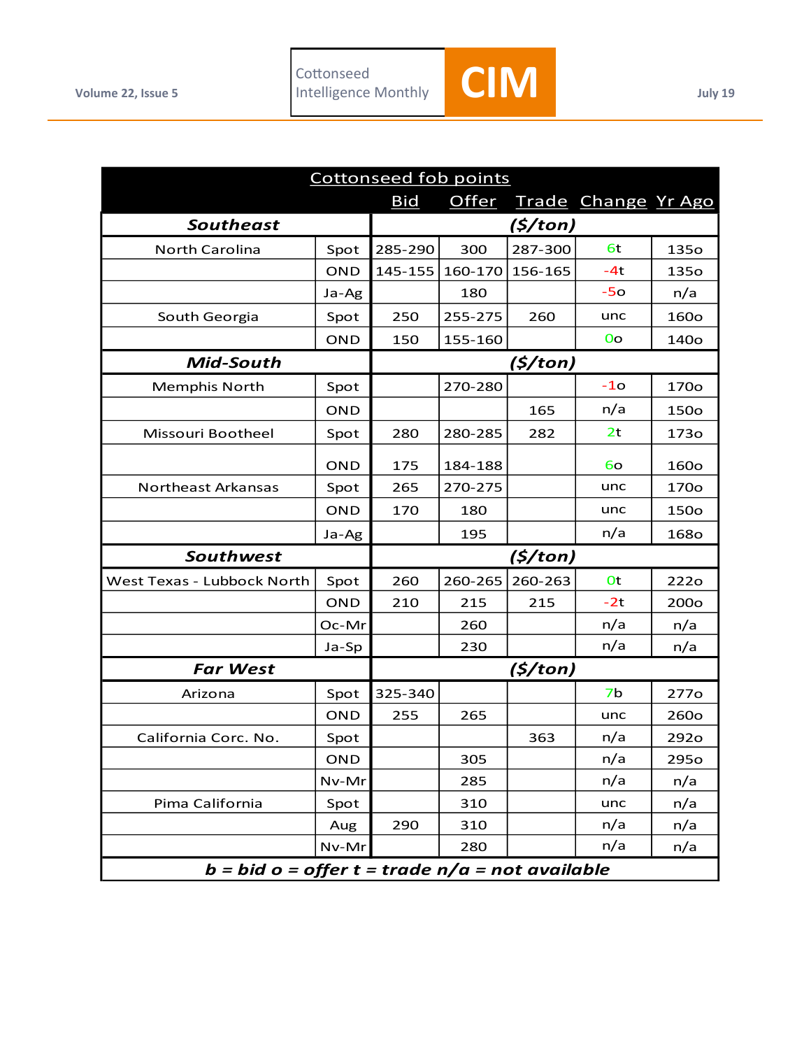| Cottonseed fob points | | | | | | |
|---|---|---|---|---|---|---|
| | | Bid | Offer | Trade | Change | Yr Ago |
| ***Southeast*** | | ***($/ton)*** | | | | |
| North Carolina | Spot | 285-290 | 300 | 287-300 | 6t | 135o |
| | OND | 145-155 | 160-170 | 156-165 | -4t | 135o |
| | Ja-Ag | | 180 | | -5o | n/a |
| South Georgia | Spot | 250 | 255-275 | 260 | unc | 160o |
| | OND | 150 | 155-160 | | 0o | 140o |
| ***Mid-South*** | | ***($/ton)*** | | | | |
| Memphis North | Spot | | 270-280 | | -1o | 170o |
| | OND | | | 165 | n/a | 150o |
| Missouri Bootheel | Spot | 280 | 280-285 | 282 | 2t | 173o |
| | OND | 175 | 184-188 | | 6o | 160o |
| Northeast Arkansas | Spot | 265 | 270-275 | | unc | 170o |
| | OND | 170 | 180 | | unc | 150o |
| | Ja-Ag | | 195 | | n/a | 168o |
| ***Southwest*** | | ***($/ton)*** | | | | |
| West Texas - Lubbock North | Spot | 260 | 260-265 | 260-263 | 0t | 222o |
| | OND | 210 | 215 | 215 | -2t | 200o |
| | Oc-Mr | | 260 | | n/a | n/a |
| | Ja-Sp | | 230 | | n/a | n/a |
| ***Far West*** | | ***($/ton)*** | | | | |
| Arizona | Spot | 325-340 | | | 7b | 277o |
| | OND | 255 | 265 | | unc | 260o |
| California Corc. No. | Spot | | | 363 | n/a | 292o |
| | OND | | 305 | | n/a | 295o |
| | Nv-Mr | | 285 | | n/a | n/a |
| Pima California | Spot | | 310 | | unc | n/a |
| | Aug | 290 | 310 | | n/a | n/a |
| | Nv-Mr | | 280 | | n/a | n/a |

***b = bid o = offer t = trade n/a = not available***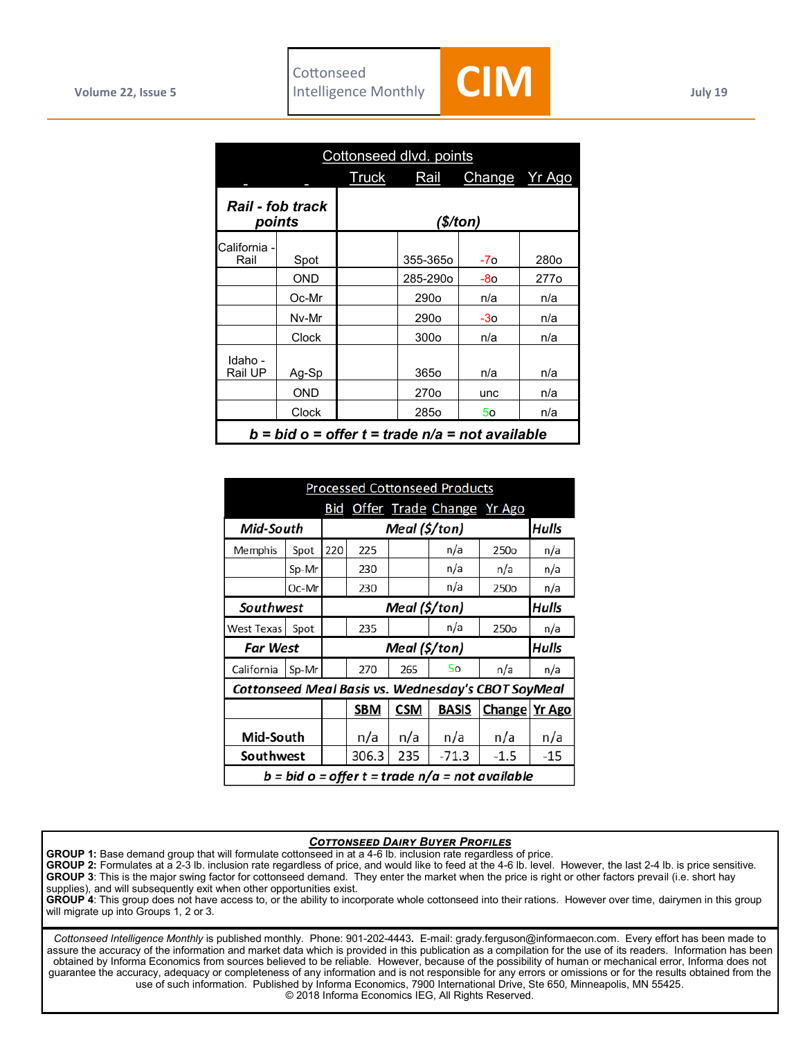| Cottonseed dlvd. points | | | | | |
| --- | --- | --- | --- | --- | --- |
| | | Truck | Rail | Change | Yr Ago |
| Rail - fob track points | | ($/ton) | | | |
| California - Rail | Spot | | 355-365o | -7o | 280o |
| | OND | | 285-290o | -8o | 277o |
| | Oc-Mr | | 290o | n/a | n/a |
| | Nv-Mr | | 290o | -3o | n/a |
| | Clock | | 300o | n/a | n/a |
| Idaho - Rail UP | Ag-Sp | | 365o | n/a | n/a |
| | OND | | 270o | unc | n/a |
| | Clock | | 285o | 5o | n/a |

***b = bid o = offer t = trade n/a = not available***

| Processed Cottonseed Products | | | | | | | |
| --- | --- | --- | --- | --- | --- | --- | --- |
| | | Bid | Offer | Trade | Change | Yr Ago | |
| ***Mid-South*** | | ***Meal ($/ton)*** | | | | | ***Hulls*** |
| Memphis | Spot | 220 | 225 | | n/a | 250o | n/a |
| | Sp-Mr | | 230 | | n/a | n/a | n/a |
| | Oc-Mr | | 230 | | n/a | 250o | n/a |
| ***Southwest*** | | ***Meal ($/ton)*** | | | | | ***Hulls*** |
| West Texas | Spot | | 235 | | n/a | 250o | n/a |
| ***Far West*** | | ***Meal ($/ton)*** | | | | | ***Hulls*** |
| California | Sp-Mr | | 270 | 265 | 5o | n/a | n/a |

***Cottonseed Meal Basis vs. Wednesday's CBOT SoyMeal***

| | | SBM | CSM | BASIS | Change | Yr Ago |
| --- | --- | --- | --- | --- | --- | --- |
| **Mid-South** | | n/a | n/a | n/a | n/a | n/a |
| **Southwest** | | 306.3 | 235 | -71.3 | -1.5 | -15 |

***b = bid o = offer t = trade n/a = not available***

***COTTONSEED DAIRY BUYER PROFILES***

**GROUP 1:** Base demand group that will formulate cottonseed in at a 4-6 lb. inclusion rate regardless of price.
**GROUP 2:** Formulates at a 2-3 lb. inclusion rate regardless of price, and would like to feed at the 4-6 lb. level. However, the last 2-4 lb. is price sensitive.
**GROUP 3**: This is the major swing factor for cottonseed demand. They enter the market when the price is right or other factors prevail (i.e. short hay supplies), and will subsequently exit when other opportunities exist.
**GROUP 4**: This group does not have access to, or the ability to incorporate whole cottonseed into their rations. However over time, dairymen in this group will migrate up into Groups 1, 2 or 3.

*Cottonseed Intelligence Monthly* is published monthly. Phone: 901-202-4443**.** E-mail: grady.ferguson@informaecon.com. Every effort has been made to assure the accuracy of the information and market data which is provided in this publication as a compilation for the use of its readers. Information has been obtained by Informa Economics from sources believed to be reliable. However, because of the possibility of human or mechanical error, Informa does not guarantee the accuracy, adequacy or completeness of any information and is not responsible for any errors or omissions or for the results obtained from the use of such information. Published by Informa Economics, 7900 International Drive, Ste 650, Minneapolis, MN 55425.
© 2018 Informa Economics IEG, All Rights Reserved.